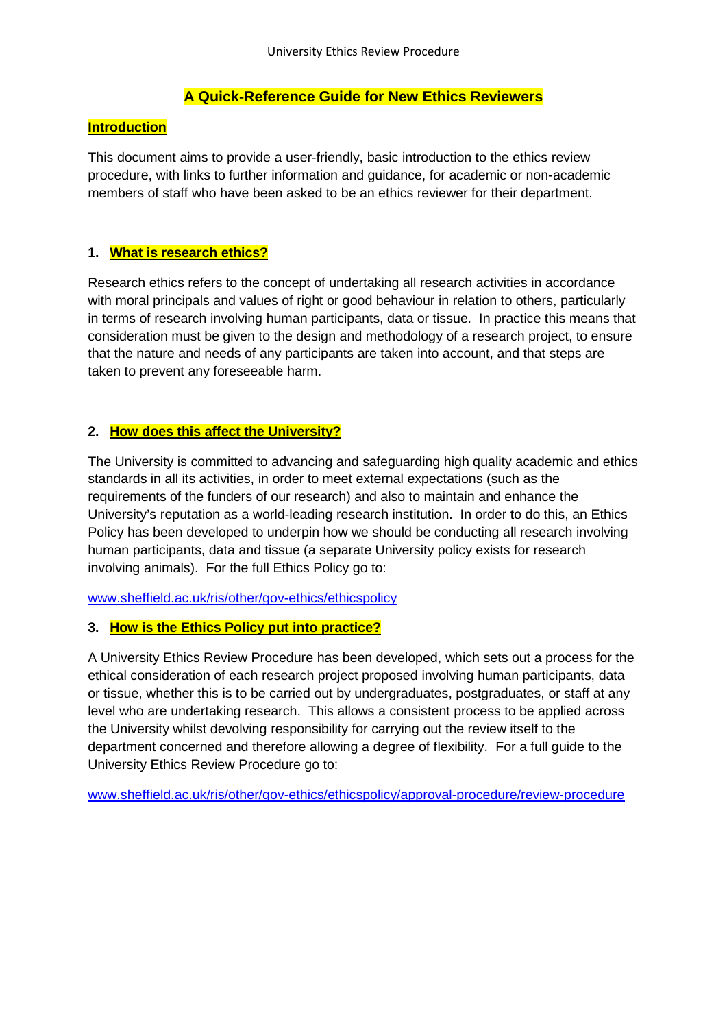# A Quick-Reference Guide for New Ethics Reviewers

## Introduction

This document aims to provide a user-friendly, basic introduction to the ethics review procedure, with links to further information and guidance, for academic or non-academic members of staff who have been asked to be an ethics reviewer for their department.

## 1. What is research ethics?

Research ethics refers to the concept of undertaking all research activities in accordance with moral principals and values of right or good behaviour in relation to others, particularly in terms of research involving human participants, data or tissue. In practice this means that consideration must be given to the design and methodology of a research project, to ensure that the nature and needs of any participants are taken into account, and that steps are taken to prevent any foreseeable harm.

## 2. How does this affect the University?

The University is committed to advancing and safeguarding high quality academic and ethics standards in all its activities, in order to meet external expectations (such as the requirements of the funders of our research) and also to maintain and enhance the University's reputation as a world-leading research institution. In order to do this, an Ethics Policy has been developed to underpin how we should be conducting all research involving human participants, data and tissue (a separate University policy exists for research involving animals). For the full Ethics Policy go to:

www.sheffield.ac.uk/ris/other/gov-ethics/ethicspolicy

## 3. How is the Ethics Policy put into practice?

A University Ethics Review Procedure has been developed, which sets out a process for the ethical consideration of each research project proposed involving human participants, data or tissue, whether this is to be carried out by undergraduates, postgraduates, or staff at any level who are undertaking research. This allows a consistent process to be applied across the University whilst devolving responsibility for carrying out the review itself to the department concerned and therefore allowing a degree of flexibility. For a full guide to the University Ethics Review Procedure go to:

www.sheffield.ac.uk/ris/other/gov-ethics/ethicspolicy/approval-procedure/review-procedure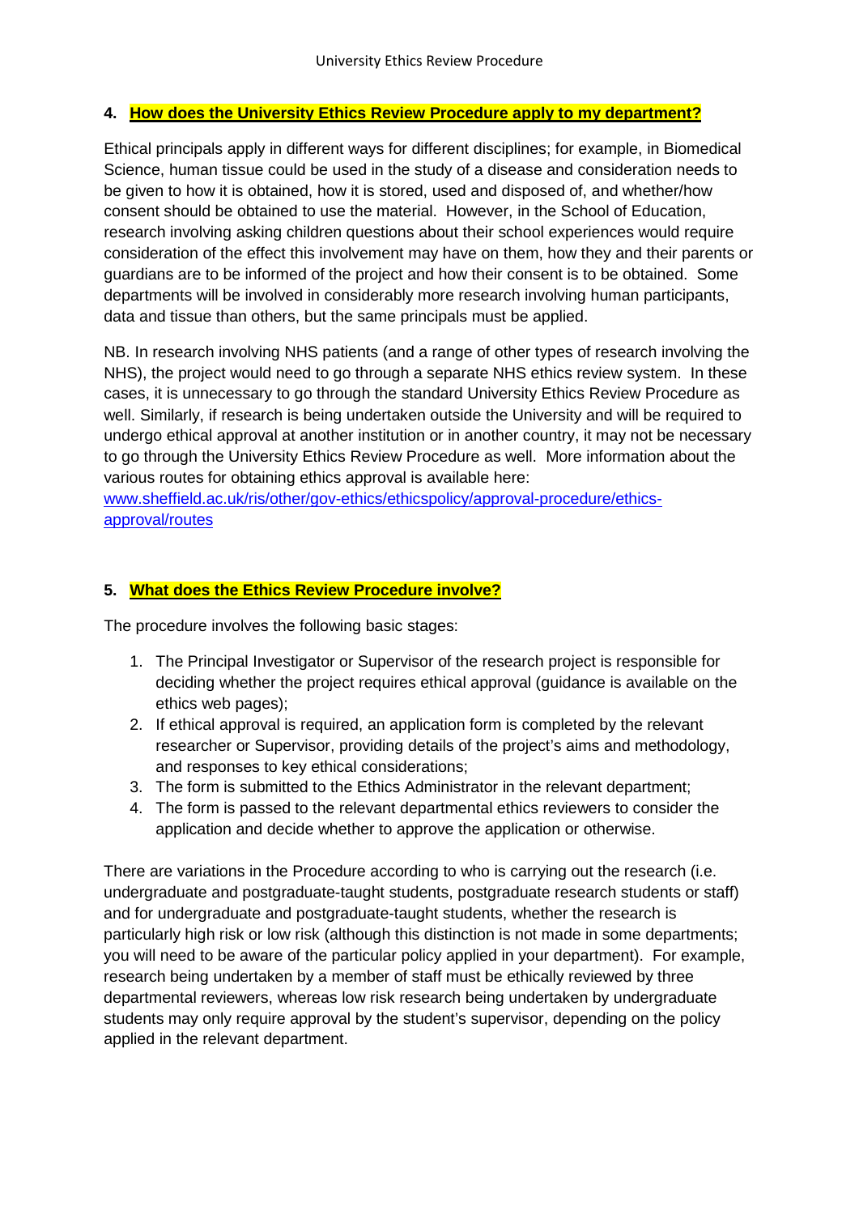## 4. How does the University Ethics Review Procedure apply to my department?

Ethical principals apply in different ways for different disciplines; for example, in Biomedical Science, human tissue could be used in the study of a disease and consideration needs to be given to how it is obtained, how it is stored, used and disposed of, and whether/how consent should be obtained to use the material. However, in the School of Education, research involving asking children questions about their school experiences would require consideration of the effect this involvement may have on them, how they and their parents or guardians are to be informed of the project and how their consent is to be obtained. Some departments will be involved in considerably more research involving human participants, data and tissue than others, but the same principals must be applied.

NB. In research involving NHS patients (and a range of other types of research involving the NHS), the project would need to go through a separate NHS ethics review system. In these cases, it is unnecessary to go through the standard University Ethics Review Procedure as well. Similarly, if research is being undertaken outside the University and will be required to undergo ethical approval at another institution or in another country, it may not be necessary to go through the University Ethics Review Procedure as well. More information about the various routes for obtaining ethics approval is available here: [www.sheffield.ac.uk/ris/other/gov-ethics/ethicspolicy/approval-procedure/ethics-approval/routes](www.sheffield.ac.uk/ris/other/gov-ethics/ethicspolicy/approval-procedure/ethics-approval/routes)

## 5. What does the Ethics Review Procedure involve?

The procedure involves the following basic stages:

1. The Principal Investigator or Supervisor of the research project is responsible for deciding whether the project requires ethical approval (guidance is available on the ethics web pages);
2. If ethical approval is required, an application form is completed by the relevant researcher or Supervisor, providing details of the project's aims and methodology, and responses to key ethical considerations;
3. The form is submitted to the Ethics Administrator in the relevant department;
4. The form is passed to the relevant departmental ethics reviewers to consider the application and decide whether to approve the application or otherwise.

There are variations in the Procedure according to who is carrying out the research (i.e. undergraduate and postgraduate-taught students, postgraduate research students or staff) and for undergraduate and postgraduate-taught students, whether the research is particularly high risk or low risk (although this distinction is not made in some departments; you will need to be aware of the particular policy applied in your department). For example, research being undertaken by a member of staff must be ethically reviewed by three departmental reviewers, whereas low risk research being undertaken by undergraduate students may only require approval by the student's supervisor, depending on the policy applied in the relevant department.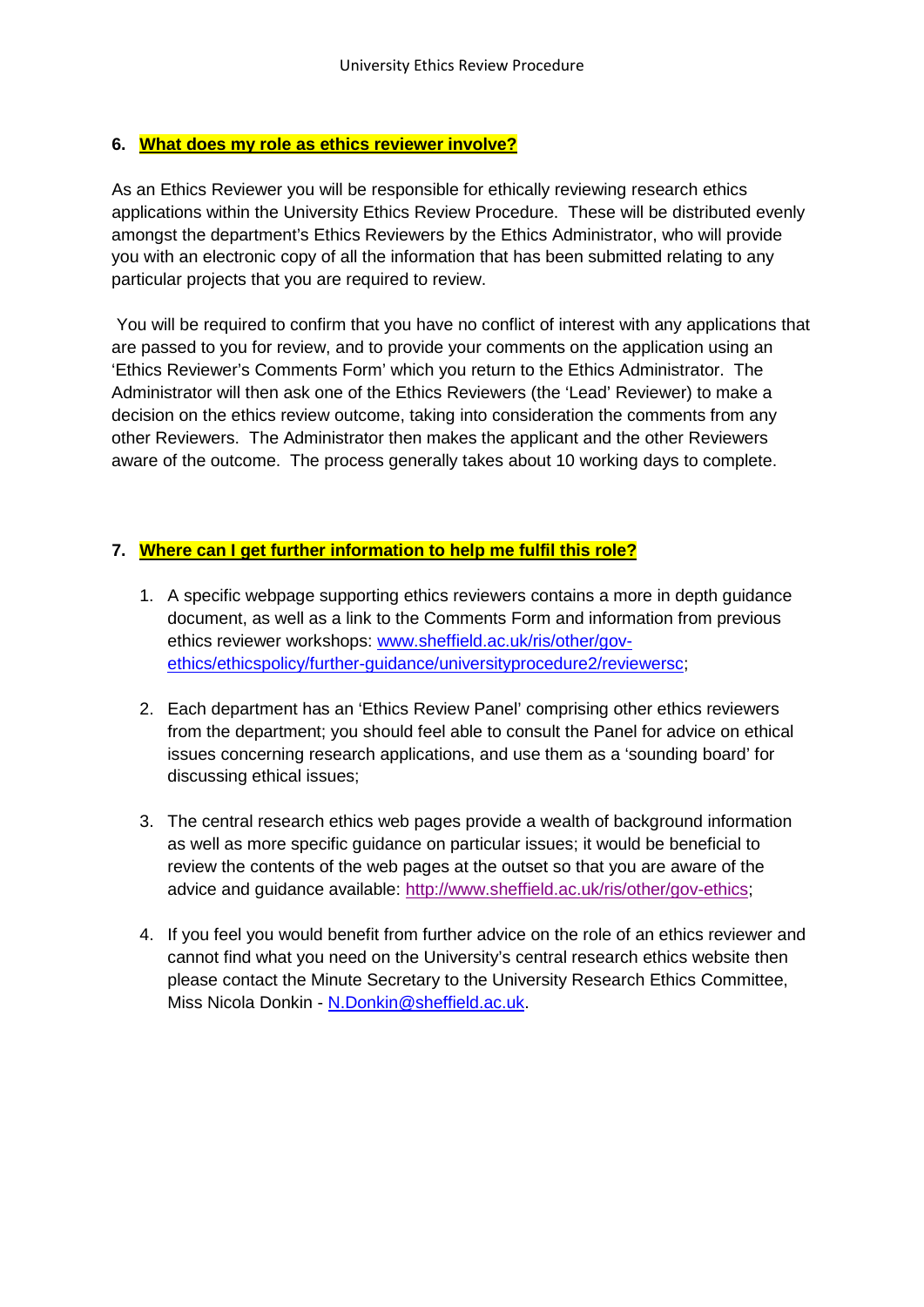## 6. What does my role as ethics reviewer involve?

As an Ethics Reviewer you will be responsible for ethically reviewing research ethics applications within the University Ethics Review Procedure. These will be distributed evenly amongst the department's Ethics Reviewers by the Ethics Administrator, who will provide you with an electronic copy of all the information that has been submitted relating to any particular projects that you are required to review.

You will be required to confirm that you have no conflict of interest with any applications that are passed to you for review, and to provide your comments on the application using an 'Ethics Reviewer's Comments Form' which you return to the Ethics Administrator. The Administrator will then ask one of the Ethics Reviewers (the 'Lead' Reviewer) to make a decision on the ethics review outcome, taking into consideration the comments from any other Reviewers. The Administrator then makes the applicant and the other Reviewers aware of the outcome. The process generally takes about 10 working days to complete.

## 7. Where can I get further information to help me fulfil this role?

1. A specific webpage supporting ethics reviewers contains a more in depth guidance document, as well as a link to the Comments Form and information from previous ethics reviewer workshops: www.sheffield.ac.uk/ris/other/gov-ethics/ethicspolicy/further-guidance/universityprocedure2/reviewersc;

2. Each department has an 'Ethics Review Panel' comprising other ethics reviewers from the department; you should feel able to consult the Panel for advice on ethical issues concerning research applications, and use them as a 'sounding board' for discussing ethical issues;

3. The central research ethics web pages provide a wealth of background information as well as more specific guidance on particular issues; it would be beneficial to review the contents of the web pages at the outset so that you are aware of the advice and guidance available: http://www.sheffield.ac.uk/ris/other/gov-ethics;

4. If you feel you would benefit from further advice on the role of an ethics reviewer and cannot find what you need on the University's central research ethics website then please contact the Minute Secretary to the University Research Ethics Committee, Miss Nicola Donkin - N.Donkin@sheffield.ac.uk.